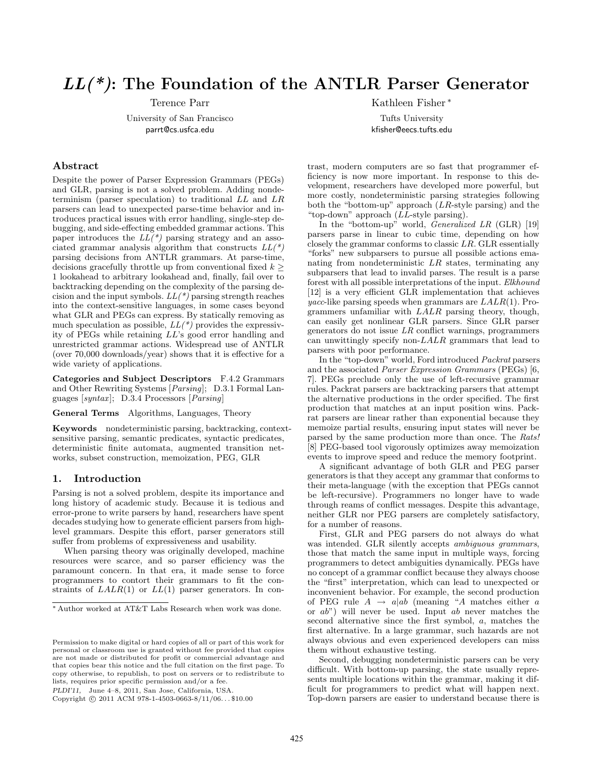# *LL(\*)*: The Foundation of the ANTLR Parser Generator

Terence Parr
University of San Francisco
parrt@cs.usfca.edu

Kathleen Fisher [*]
Tufts University
kfisher@eecs.tufts.edu

## Abstract

Despite the power of Parser Expression Grammars (PEGs) and GLR, parsing is not a solved problem. Adding nondeterminism (parser speculation) to traditional *LL* and *LR* parsers can lead to unexpected parse-time behavior and introduces practical issues with error handling, single-step debugging, and side-effecting embedded grammar actions. This paper introduces the *LL(\*)* parsing strategy and an associated grammar analysis algorithm that constructs *LL(\*)* parsing decisions from ANTLR grammars. At parse-time, decisions gracefully throttle up from conventional fixed $k \geq 1$ lookahead to arbitrary lookahead and, finally, fail over to backtracking depending on the complexity of the parsing decision and the input symbols. *LL(\*)* parsing strength reaches into the context-sensitive languages, in some cases beyond what GLR and PEGs can express. By statically removing as much speculation as possible, *LL(\*)* provides the expressivity of PEGs while retaining *LL*'s good error handling and unrestricted grammar actions. Widespread use of ANTLR (over 70,000 downloads/year) shows that it is effective for a wide variety of applications.

**Categories and Subject Descriptors** F.4.2 Grammars and Other Rewriting Systems [*Parsing*]; D.3.1 Formal Languages [*syntax*]; D.3.4 Processors [*Parsing*]

**General Terms** Algorithms, Languages, Theory

**Keywords** nondeterministic parsing, backtracking, context-sensitive parsing, semantic predicates, syntactic predicates, deterministic finite automata, augmented transition networks, subset construction, memoization, PEG, GLR

## 1. Introduction

Parsing is not a solved problem, despite its importance and long history of academic study. Because it is tedious and error-prone to write parsers by hand, researchers have spent decades studying how to generate efficient parsers from high-level grammars. Despite this effort, parser generators still suffer from problems of expressiveness and usability.

When parsing theory was originally developed, machine resources were scarce, and so parser efficiency was the paramount concern. In that era, it made sense to force programmers to contort their grammars to fit the constraints of *LALR*(1) or *LL*(1) parser generators. In contrast, modern computers are so fast that programmer efficiency is now more important. In response to this development, researchers have developed more powerful, but more costly, nondeterministic parsing strategies following both the "bottom-up" approach (*LR*-style parsing) and the "top-down" approach (*LL*-style parsing).

In the "bottom-up" world, *Generalized LR* (GLR) [19] parsers parse in linear to cubic time, depending on how closely the grammar conforms to classic *LR*. GLR essentially "forks" new subparsers to pursue all possible actions emanating from nondeterministic *LR* states, terminating any subparsers that lead to invalid parses. The result is a parse forest with all possible interpretations of the input. *Elkhound* [12] is a very efficient GLR implementation that achieves *yacc*-like parsing speeds when grammars are *LALR*(1). Programmers unfamiliar with *LALR* parsing theory, though, can easily get nonlinear GLR parsers. Since GLR parser generators do not issue *LR* conflict warnings, programmers can unwittingly specify non-*LALR* grammars that lead to parsers with poor performance.

In the "top-down" world, Ford introduced *Packrat* parsers and the associated *Parser Expression Grammars* (PEGs) [6, 7]. PEGs preclude only the use of left-recursive grammar rules. Packrat parsers are backtracking parsers that attempt the alternative productions in the order specified. The first production that matches at an input position wins. Packrat parsers are linear rather than exponential because they memoize partial results, ensuring input states will never be parsed by the same production more than once. The *Rats!* [8] PEG-based tool vigorously optimizes away memoization events to improve speed and reduce the memory footprint.

A significant advantage of both GLR and PEG parser generators is that they accept any grammar that conforms to their meta-language (with the exception that PEGs cannot be left-recursive). Programmers no longer have to wade through reams of conflict messages. Despite this advantage, neither GLR nor PEG parsers are completely satisfactory, for a number of reasons.

First, GLR and PEG parsers do not always do what was intended. GLR silently accepts *ambiguous grammars*, those that match the same input in multiple ways, forcing programmers to detect ambiguities dynamically. PEGs have no concept of a grammar conflict because they always choose the "first" interpretation, which can lead to unexpected or inconvenient behavior. For example, the second production of PEG rule $A \rightarrow a|ab$ (meaning "$A$ matches either $a$ or $ab$") will never be used. Input $ab$ never matches the second alternative since the first symbol, $a$, matches the first alternative. In a large grammar, such hazards are not always obvious and even experienced developers can miss them without exhaustive testing.

Second, debugging nondeterministic parsers can be very difficult. With bottom-up parsing, the state usually represents multiple locations within the grammar, making it difficult for programmers to predict what will happen next. Top-down parsers are easier to understand because there is

---

[*] Author worked at AT&T Labs Research when work was done.

Permission to make digital or hard copies of all or part of this work for personal or classroom use is granted without fee provided that copies are not made or distributed for profit or commercial advantage and that copies bear this notice and the full citation on the first page. To copy otherwise, to republish, to post on servers or to redistribute to lists, requires prior specific permission and/or a fee.
*PLDI'11*, June 4–8, 2011, San Jose, California, USA.
Copyright © 2011 ACM 978-1-4503-0663-8/11/06... $10.00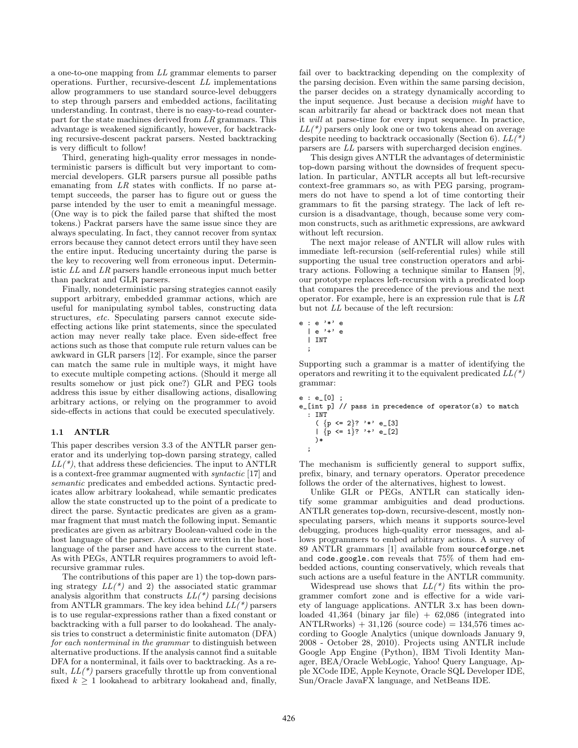a one-to-one mapping from *LL* grammar elements to parser operations. Further, recursive-descent *LL* implementations allow programmers to use standard source-level debuggers to step through parsers and embedded actions, facilitating understanding. In contrast, there is no easy-to-read counterpart for the state machines derived from *LR* grammars. This advantage is weakened significantly, however, for backtracking recursive-descent packrat parsers. Nested backtracking is very difficult to follow!

Third, generating high-quality error messages in nondeterministic parsers is difficult but very important to commercial developers. GLR parsers pursue all possible paths emanating from *LR* states with conflicts. If no parse attempt succeeds, the parser has to figure out or guess the parse intended by the user to emit a meaningful message. (One way is to pick the failed parse that shifted the most tokens.) Packrat parsers have the same issue since they are always speculating. In fact, they cannot recover from syntax errors because they cannot detect errors until they have seen the entire input. Reducing uncertainty during the parse is the key to recovering well from erroneous input. Deterministic *LL* and *LR* parsers handle erroneous input much better than packrat and GLR parsers.

Finally, nondeterministic parsing strategies cannot easily support arbitrary, embedded grammar actions, which are useful for manipulating symbol tables, constructing data structures, *etc.* Speculating parsers cannot execute side-effecting actions like print statements, since the speculated action may never really take place. Even side-effect free actions such as those that compute rule return values can be awkward in GLR parsers [12]. For example, since the parser can match the same rule in multiple ways, it might have to execute multiple competing actions. (Should it merge all results somehow or just pick one?) GLR and PEG tools address this issue by either disallowing actions, disallowing arbitrary actions, or relying on the programmer to avoid side-effects in actions that could be executed speculatively.

### 1.1 ANTLR

This paper describes version 3.3 of the ANTLR parser generator and its underlying top-down parsing strategy, called *LL(\*)*, that address these deficiencies. The input to ANTLR is a context-free grammar augmented with *syntactic* [17] and *semantic* predicates and embedded actions. Syntactic predicates allow arbitrary lookahead, while semantic predicates allow the state constructed up to the point of a predicate to direct the parse. Syntactic predicates are given as a grammar fragment that must match the following input. Semantic predicates are given as arbitrary Boolean-valued code in the host language of the parser. Actions are written in the host-language of the parser and have access to the current state. As with PEGs, ANTLR requires programmers to avoid left-recursive grammar rules.

The contributions of this paper are 1) the top-down parsing strategy *LL(\*)* and 2) the associated static grammar analysis algorithm that constructs *LL(\*)* parsing decisions from ANTLR grammars. The key idea behind *LL(\*)* parsers is to use regular-expressions rather than a fixed constant or backtracking with a full parser to do lookahead. The analysis tries to construct a deterministic finite automaton (DFA) *for each nonterminal in the grammar* to distinguish between alternative productions. If the analysis cannot find a suitable DFA for a nonterminal, it fails over to backtracking. As a result, *LL(\*)* parsers gracefully throttle up from conventional fixed $k \geq 1$ lookahead to arbitrary lookahead and, finally, fail over to backtracking depending on the complexity of the parsing decision. Even within the same parsing decision, the parser decides on a strategy dynamically according to the input sequence. Just because a decision *might* have to scan arbitrarily far ahead or backtrack does not mean that it *will* at parse-time for every input sequence. In practice, *LL(\*)* parsers only look one or two tokens ahead on average despite needing to backtrack occasionally (Section 6). *LL(\*)* parsers are *LL* parsers with supercharged decision engines.

This design gives ANTLR the advantages of deterministic top-down parsing without the downsides of frequent speculation. In particular, ANTLR accepts all but left-recursive context-free grammars so, as with PEG parsing, programmers do not have to spend a lot of time contorting their grammars to fit the parsing strategy. The lack of left recursion is a disadvantage, though, because some very common constructs, such as arithmetic expressions, are awkward without left recursion.

The next major release of ANTLR will allow rules with immediate left-recursion (self-referential rules) while still supporting the usual tree construction operators and arbitrary actions. Following a technique similar to Hansen [9], our prototype replaces left-recursion with a predicated loop that compares the precedence of the previous and the next operator. For example, here is an expression rule that is *LR* but not *LL* because of the left recursion:

```
e : e '*' e
  | e '+' e
  | INT
  ;
```

Supporting such a grammar is a matter of identifying the operators and rewriting it to the equivalent predicated *LL(\*)* grammar:

```
e : e_[0] ;
e_[int p] // pass in precedence of operator(s) to match
  : INT
    ( {p <= 2}? '*' e_[3]
    | {p <= 1}? '+' e_[2]
    )*
  ;
```

The mechanism is sufficiently general to support suffix, prefix, binary, and ternary operators. Operator precedence follows the order of the alternatives, highest to lowest.

Unlike GLR or PEGs, ANTLR can statically identify some grammar ambiguities and dead productions. ANTLR generates top-down, recursive-descent, mostly non-speculating parsers, which means it supports source-level debugging, produces high-quality error messages, and allows programmers to embed arbitrary actions. A survey of 89 ANTLR grammars [1] available from `sourceforge.net` and `code.google.com` reveals that 75% of them had embedded actions, counting conservatively, which reveals that such actions are a useful feature in the ANTLR community.

Widespread use shows that *LL(\*)* fits within the programmer comfort zone and is effective for a wide variety of language applications. ANTLR 3.x has been downloaded 41,364 (binary jar file) + 62,086 (integrated into ANTLRworks) + 31,126 (source code) = 134,576 times according to Google Analytics (unique downloads January 9, 2008 - October 28, 2010). Projects using ANTLR include Google App Engine (Python), IBM Tivoli Identity Manager, BEA/Oracle WebLogic, Yahoo! Query Language, Apple XCode IDE, Apple Keynote, Oracle SQL Developer IDE, Sun/Oracle JavaFX language, and NetBeans IDE.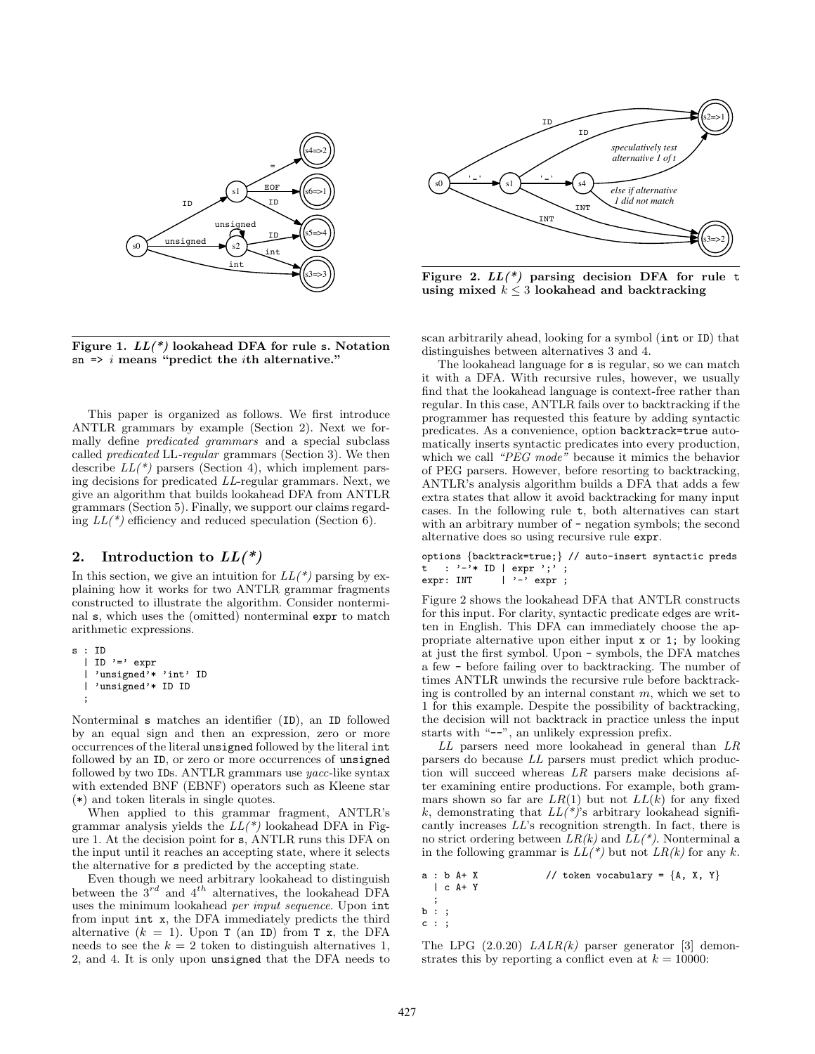**Figure 1.** ***LL(\*)*** **lookahead DFA for rule** `s`**. Notation** `sn =>` $i$ **means "predict the** $i$**th alternative."**

**Figure 2.** ***LL(\*)*** **parsing decision DFA for rule** `t` **using mixed** $k \leq 3$ **lookahead and backtracking**

This paper is organized as follows. We first introduce ANTLR grammars by example (Section 2). Next we formally define *predicated grammars* and a special subclass called *predicated* LL-*regular* grammars (Section 3). We then describe *LL(\*)* parsers (Section 4), which implement parsing decisions for predicated *LL*-regular grammars. Next, we give an algorithm that builds lookahead DFA from ANTLR grammars (Section 5). Finally, we support our claims regarding *LL(\*)* efficiency and reduced speculation (Section 6).

## 2. Introduction to *LL(\*)*

In this section, we give an intuition for *LL(\*)* parsing by explaining how it works for two ANTLR grammar fragments constructed to illustrate the algorithm. Consider nonterminal `s`, which uses the (omitted) nonterminal `expr` to match arithmetic expressions.

```
s : ID
  | ID '=' expr
  | 'unsigned'* 'int' ID
  | 'unsigned'* ID ID
  ;
```

Nonterminal `s` matches an identifier (`ID`), an `ID` followed by an equal sign and then an expression, zero or more occurrences of the literal `unsigned` followed by the literal `int` followed by an `ID`, or zero or more occurrences of `unsigned` followed by two `ID`s. ANTLR grammars use *yacc*-like syntax with extended BNF (EBNF) operators such as Kleene star (`*`) and token literals in single quotes.

When applied to this grammar fragment, ANTLR's grammar analysis yields the *LL(\*)* lookahead DFA in Figure 1. At the decision point for `s`, ANTLR runs this DFA on the input until it reaches an accepting state, where it selects the alternative for `s` predicted by the accepting state.

Even though we need arbitrary lookahead to distinguish between the $3^{rd}$ and $4^{th}$ alternatives, the lookahead DFA uses the minimum lookahead *per input sequence*. Upon `int` from input `int x`, the DFA immediately predicts the third alternative ($k = 1$). Upon `T` (an `ID`) from `T x`, the DFA needs to see the $k = 2$ token to distinguish alternatives 1, 2, and 4. It is only upon `unsigned` that the DFA needs to scan arbitrarily ahead, looking for a symbol (`int` or `ID`) that distinguishes between alternatives 3 and 4.

The lookahead language for `s` is regular, so we can match it with a DFA. With recursive rules, however, we usually find that the lookahead language is context-free rather than regular. In this case, ANTLR fails over to backtracking if the programmer has requested this feature by adding syntactic predicates. As a convenience, option `backtrack=true` automatically inserts syntactic predicates into every production, which we call *"PEG mode"* because it mimics the behavior of PEG parsers. However, before resorting to backtracking, ANTLR's analysis algorithm builds a DFA that adds a few extra states that allow it avoid backtracking for many input cases. In the following rule `t`, both alternatives can start with an arbitrary number of `-` negation symbols; the second alternative does so using recursive rule `expr`.

```
options {backtrack=true;} // auto-insert syntactic preds
t   : '-'* ID | expr ';' ;
expr: INT     | '-' expr ;
```

Figure 2 shows the lookahead DFA that ANTLR constructs for this input. For clarity, syntactic predicate edges are written in English. This DFA can immediately choose the appropriate alternative upon either input `x` or `1;` by looking at just the first symbol. Upon `-` symbols, the DFA matches a few `-` before failing over to backtracking. The number of times ANTLR unwinds the recursive rule before backtracking is controlled by an internal constant $m$, which we set to 1 for this example. Despite the possibility of backtracking, the decision will not backtrack in practice unless the input starts with "`--`", an unlikely expression prefix.

*LL* parsers need more lookahead in general than *LR* parsers do because *LL* parsers must predict which production will succeed whereas *LR* parsers make decisions after examining entire productions. For example, both grammars shown so far are *LR*(1) but not *LL*($k$) for any fixed $k$, demonstrating that *LL(\*)*'s arbitrary lookahead significantly increases *LL*'s recognition strength. In fact, there is no strict ordering between *LR(k)* and *LL(\*)*. Nonterminal `a` in the following grammar is *LL(\*)* but not *LR(k)* for any $k$.

```
a : b A+ X             // token vocabulary = {A, X, Y}
  | c A+ Y
  ;
b : ;
c : ;
```

The LPG (2.0.20) *LALR(k)* parser generator [3] demonstrates this by reporting a conflict even at $k = 10000$: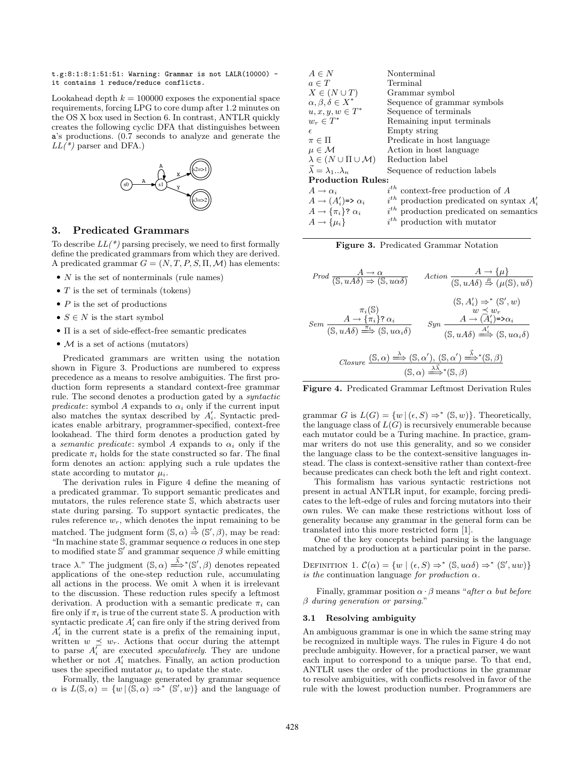```
t.g:8:1:8:1:51:51: Warning: Grammar is not LALR(10000) -
it contains 1 reduce/reduce conflicts.
```

Lookahead depth $k = 100000$ exposes the exponential space requirements, forcing LPG to core dump after 1.2 minutes on the OS X box used in Section 6. In contrast, ANTLR quickly creates the following cyclic DFA that distinguishes between a's productions. (0.7 seconds to analyze and generate the *LL(\*)* parser and DFA.)

## 3. Predicated Grammars

To describe *LL(\*)* parsing precisely, we need to first formally define the predicated grammars from which they are derived. A predicated grammar $G = (N, T, P, S, \Pi, \mathcal{M})$ has elements:

- $N$ is the set of nonterminals (rule names)
- $T$ is the set of terminals (tokens)
- $P$ is the set of productions
- $S \in N$ is the start symbol
- $\Pi$ is a set of side-effect-free semantic predicates
- $\mathcal{M}$ is a set of actions (mutators)

Predicated grammars are written using the notation shown in Figure 3. Productions are numbered to express precedence as a means to resolve ambiguities. The first production form represents a standard context-free grammar rule. The second denotes a production gated by a *syntactic predicate*: symbol $A$ expands to $\alpha_i$ only if the current input also matches the syntax described by $A'_i$. Syntactic predicates enable arbitrary, programmer-specified, context-free lookahead. The third form denotes a production gated by a *semantic predicate*: symbol $A$ expands to $\alpha_i$ only if the predicate $\pi_i$ holds for the state constructed so far. The final form denotes an action: applying such a rule updates the state according to mutator $\mu_i$.

The derivation rules in Figure 4 define the meaning of a predicated grammar. To support semantic predicates and mutators, the rules reference state $\mathbb{S}$, which abstracts user state during parsing. To support syntactic predicates, the rules reference $w_r$, which denotes the input remaining to be matched. The judgment form $(\mathbb{S}, \alpha) \overset{\lambda}{\Rightarrow} (\mathbb{S}', \beta)$, may be read: "In machine state $\mathbb{S}$, grammar sequence $\alpha$ reduces in one step to modified state $\mathbb{S}'$ and grammar sequence $\beta$ while emitting trace $\lambda$." The judgment $(\mathbb{S}, \alpha) \overset{\vec{\lambda}}{\Longrightarrow}{}^{*}(\mathbb{S}', \beta)$ denotes repeated applications of the one-step reduction rule, accumulating all actions in the process. We omit $\lambda$ when it is irrelevant to the discussion. These reduction rules specify a leftmost derivation. A production with a semantic predicate $\pi_i$ can fire only if $\pi_i$ is true of the current state $\mathbb{S}$. A production with syntactic predicate $A'_i$ can fire only if the string derived from $A'_i$ in the current state is a prefix of the remaining input, written $w \preceq w_r$. Actions that occur during the attempt to parse $A'_i$ are executed *speculatively*. They are undone whether or not $A'_i$ matches. Finally, an action production uses the specified mutator $\mu_i$ to update the state.

Formally, the language generated by grammar sequence $\alpha$ is $L(\mathbb{S}, \alpha) = \{w \mid (\mathbb{S}, \alpha) \Rightarrow^* (\mathbb{S}', w)\}$ and the language of grammar $G$ is $L(G) = \{w \mid (\epsilon, S) \Rightarrow^* (\mathbb{S}, w)\}$. Theoretically, the language class of $L(G)$ is recursively enumerable because each mutator could be a Turing machine. In practice, grammar writers do not use this generality, and so we consider the language class to be the context-sensitive languages instead. The class is context-sensitive rather than context-free because predicates can check both the left and right context.

| | |
|---|---|
| $A \in N$ | Nonterminal |
| $a \in T$ | Terminal |
| $X \in (N \cup T)$ | Grammar symbol |
| $\alpha, \beta, \delta \in X^*$ | Sequence of grammar symbols |
| $u, x, y, w \in T^*$ | Sequence of terminals |
| $w_r \in T^*$ | Remaining input terminals |
| $\epsilon$ | Empty string |
| $\pi \in \Pi$ | Predicate in host language |
| $\mu \in \mathcal{M}$ | Action in host language |
| $\lambda \in (N \cup \Pi \cup \mathcal{M})$ | Reduction label |
| $\vec{\lambda} = \lambda_1..\lambda_n$ | Sequence of reduction labels |
| **Production Rules:** | |
| $A \to \alpha_i$ | $i^{th}$ context-free production of $A$ |
| $A \to (A'_i)$=> $\alpha_i$ | $i^{th}$ production predicated on syntax $A'_i$ |
| $A \to \{\pi_i\}$? $\alpha_i$ | $i^{th}$ production predicated on semantics |
| $A \to \{\mu_i\}$ | $i^{th}$ production with mutator |

**Figure 3.** Predicated Grammar Notation

$$\textit{Prod}\ \frac{A \to \alpha}{(\mathbb{S}, uA\delta) \Rightarrow (\mathbb{S}, u\alpha\delta)} \qquad \textit{Action}\ \frac{A \to \{\mu\}}{(\mathbb{S}, uA\delta) \overset{\mu}{\Rightarrow} (\mu(\mathbb{S}), u\delta)}$$

$$\textit{Sem}\ \frac{\begin{array}{c}\pi_i(\mathbb{S}) \\ A \to \{\pi_i\}?\ \alpha_i\end{array}}{(\mathbb{S}, uA\delta) \overset{\pi_i}{\Longrightarrow} (\mathbb{S}, u\alpha_i\delta)} \qquad \textit{Syn}\ \frac{\begin{array}{c}(\mathbb{S}, A'_i) \Rightarrow^* (\mathbb{S}', w) \\ w \preceq w_r \\ A \to (A'_i)\texttt{=>}\alpha_i\end{array}}{(\mathbb{S}, uA\delta) \overset{A'_i}{\Longrightarrow} (\mathbb{S}, u\alpha_i\delta)}$$

$$\textit{Closure}\ \frac{(\mathbb{S}, \alpha) \overset{\lambda}{\Longrightarrow} (\mathbb{S}, \alpha'),\ (\mathbb{S}, \alpha') \overset{\vec{\lambda}}{\Longrightarrow}{}^{*}(\mathbb{S}, \beta)}{(\mathbb{S}, \alpha) \overset{\lambda\vec{\lambda}}{\Longrightarrow}{}^{*}(\mathbb{S}, \beta)}$$

**Figure 4.** Predicated Grammar Leftmost Derivation Rules

This formalism has various syntactic restrictions not present in actual ANTLR input, for example, forcing predicates to the left-edge of rules and forcing mutators into their own rules. We can make these restrictions without loss of generality because any grammar in the general form can be translated into this more restricted form [1].

One of the key concepts behind parsing is the language matched by a production at a particular point in the parse.

DEFINITION 1. $\mathcal{C}(\alpha) = \{w \mid (\epsilon, S) \Rightarrow^* (\mathbb{S}, u\alpha\delta) \Rightarrow^* (\mathbb{S}', uw)\}$ *is the* continuation language *for production* $\alpha$.

Finally, grammar position $\alpha \cdot \beta$ means "*after $\alpha$ but before $\beta$ during generation or parsing.*"

### 3.1 Resolving ambiguity

An ambiguous grammar is one in which the same string may be recognized in multiple ways. The rules in Figure 4 do not preclude ambiguity. However, for a practical parser, we want each input to correspond to a unique parse. To that end, ANTLR uses the order of the productions in the grammar to resolve ambiguities, with conflicts resolved in favor of the rule with the lowest production number. Programmers are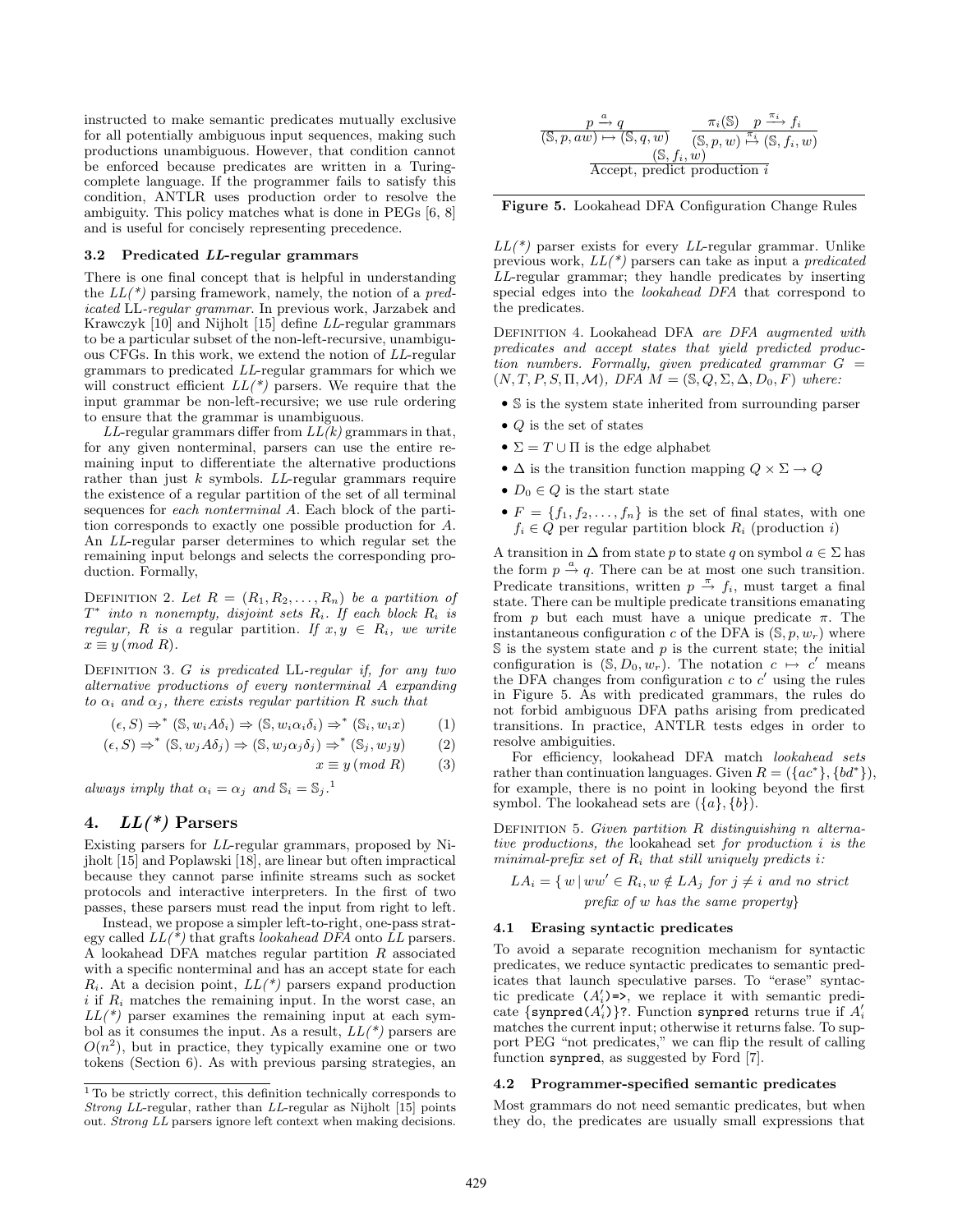instructed to make semantic predicates mutually exclusive for all potentially ambiguous input sequences, making such productions unambiguous. However, that condition cannot be enforced because predicates are written in a Turing-complete language. If the programmer fails to satisfy this condition, ANTLR uses production order to resolve the ambiguity. This policy matches what is done in PEGs [6, 8] and is useful for concisely representing precedence.

### 3.2 Predicated *LL*-regular grammars

There is one final concept that is helpful in understanding the *LL(\*)* parsing framework, namely, the notion of a *predicated* LL*-regular grammar*. In previous work, Jarzabek and Krawczyk [10] and Nijholt [15] define *LL*-regular grammars to be a particular subset of the non-left-recursive, unambiguous CFGs. In this work, we extend the notion of *LL*-regular grammars to predicated *LL*-regular grammars for which we will construct efficient *LL(\*)* parsers. We require that the input grammar be non-left-recursive; we use rule ordering to ensure that the grammar is unambiguous.

*LL*-regular grammars differ from *LL(k)* grammars in that, for any given nonterminal, parsers can use the entire remaining input to differentiate the alternative productions rather than just $k$ symbols. *LL*-regular grammars require the existence of a regular partition of the set of all terminal sequences for *each nonterminal A*. Each block of the partition corresponds to exactly one possible production for $A$. An *LL*-regular parser determines to which regular set the remaining input belongs and selects the corresponding production. Formally,

Definition 2. *Let $R = (R_1, R_2, \ldots, R_n)$ be a partition of $T^*$ into $n$ nonempty, disjoint sets $R_i$. If each block $R_i$ is regular, $R$ is a* regular partition*. If $x, y \in R_i$, we write $x \equiv y \,(mod\ R)$.*

Definition 3. *G is predicated* LL*-regular if, for any two alternative productions of every nonterminal $A$ expanding to $\alpha_i$ and $\alpha_j$, there exists regular partition $R$ such that*

$$(\epsilon, S) \Rightarrow^* (\mathbb{S}, w_i A \delta_i) \Rightarrow (\mathbb{S}, w_i \alpha_i \delta_i) \Rightarrow^* (\mathbb{S}_i, w_i x) \qquad (1)$$

$$(\epsilon, S) \Rightarrow^* (\mathbb{S}, w_j A \delta_j) \Rightarrow (\mathbb{S}, w_j \alpha_j \delta_j) \Rightarrow^* (\mathbb{S}_j, w_j y) \qquad (2)$$

$$x \equiv y \,(mod\ R) \qquad (3)$$

*always imply that $\alpha_i = \alpha_j$ and $\mathbb{S}_i = \mathbb{S}_j$.*[1]

## 4. *LL(\*)* Parsers

Existing parsers for *LL*-regular grammars, proposed by Nijholt [15] and Poplawski [18], are linear but often impractical because they cannot parse infinite streams such as socket protocols and interactive interpreters. In the first of two passes, these parsers must read the input from right to left.

Instead, we propose a simpler left-to-right, one-pass strategy called *LL(\*)* that grafts *lookahead DFA* onto *LL* parsers. A lookahead DFA matches regular partition $R$ associated with a specific nonterminal and has an accept state for each $R_i$. At a decision point, *LL(\*)* parsers expand production $i$ if $R_i$ matches the remaining input. In the worst case, an *LL(\*)* parser examines the remaining input at each symbol as it consumes the input. As a result, *LL(\*)* parsers are $O(n^2)$, but in practice, they typically examine one or two tokens (Section 6). As with previous parsing strategies, an *LL(\*)* parser exists for every *LL*-regular grammar. Unlike previous work, *LL(\*)* parsers can take as input a *predicated LL*-regular grammar; they handle predicates by inserting special edges into the *lookahead DFA* that correspond to the predicates.

[1] To be strictly correct, this definition technically corresponds to *Strong LL*-regular, rather than *LL*-regular as Nijholt [15] points out. *Strong LL* parsers ignore left context when making decisions.

$$\frac{p \xrightarrow{a} q}{(\mathbb{S}, p, aw) \mapsto (\mathbb{S}, q, w)} \qquad \frac{\pi_i(\mathbb{S}) \quad p \xrightarrow{\pi_i} f_i}{(\mathbb{S}, p, w) \overset{\pi_i}{\mapsto} (\mathbb{S}, f_i, w)}$$

$$\frac{(\mathbb{S}, f_i, w)}{\text{Accept, predict production } i}$$

**Figure 5.** Lookahead DFA Configuration Change Rules

Definition 4. Lookahead DFA *are DFA augmented with predicates and accept states that yield predicted production numbers. Formally, given predicated grammar $G = (N, T, P, S, \Pi, \mathcal{M})$, DFA $M = (\mathbb{S}, Q, \Sigma, \Delta, D_0, F)$ where:*

- $\mathbb{S}$ is the system state inherited from surrounding parser
- $Q$ is the set of states
- $\Sigma = T \cup \Pi$ is the edge alphabet
- $\Delta$ is the transition function mapping $Q \times \Sigma \to Q$
- $D_0 \in Q$ is the start state
- $F = \{f_1, f_2, \ldots, f_n\}$ is the set of final states, with one $f_i \in Q$ per regular partition block $R_i$ (production $i$)

A transition in $\Delta$ from state $p$ to state $q$ on symbol $a \in \Sigma$ has the form $p \xrightarrow{a} q$. There can be at most one such transition. Predicate transitions, written $p \xrightarrow{\pi} f_i$, must target a final state. There can be multiple predicate transitions emanating from $p$ but each must have a unique predicate $\pi$. The instantaneous configuration $c$ of the DFA is $(\mathbb{S}, p, w_r)$ where $\mathbb{S}$ is the system state and $p$ is the current state; the initial configuration is $(\mathbb{S}, D_0, w_r)$. The notation $c \mapsto c'$ means the DFA changes from configuration $c$ to $c'$ using the rules in Figure 5. As with predicated grammars, the rules do not forbid ambiguous DFA paths arising from predicated transitions. In practice, ANTLR tests edges in order to resolve ambiguities.

For efficiency, lookahead DFA match *lookahead sets* rather than continuation languages. Given $R = (\{ac^*\}, \{bd^*\})$, for example, there is no point in looking beyond the first symbol. The lookahead sets are $(\{a\}, \{b\})$.

Definition 5. *Given partition $R$ distinguishing $n$ alternative productions, the* lookahead set *for production $i$ is the minimal-prefix set of $R_i$ that still uniquely predicts $i$:*

$$LA_i = \{\, w \mid ww' \in R_i, w \notin LA_j \text{ for } j \neq i \text{ and no strict prefix of } w \text{ has the same property}\}$$

### 4.1 Erasing syntactic predicates

To avoid a separate recognition mechanism for syntactic predicates, we reduce syntactic predicates to semantic predicates that launch speculative parses. To "erase" syntactic predicate `(`$A'_i$`)=>`, we replace it with semantic predicate `{synpred(`$A'_i$`)}?`. Function `synpred` returns true if $A'_i$ matches the current input; otherwise it returns false. To support PEG "not predicates," we can flip the result of calling function `synpred`, as suggested by Ford [7].

### 4.2 Programmer-specified semantic predicates

Most grammars do not need semantic predicates, but when they do, the predicates are usually small expressions that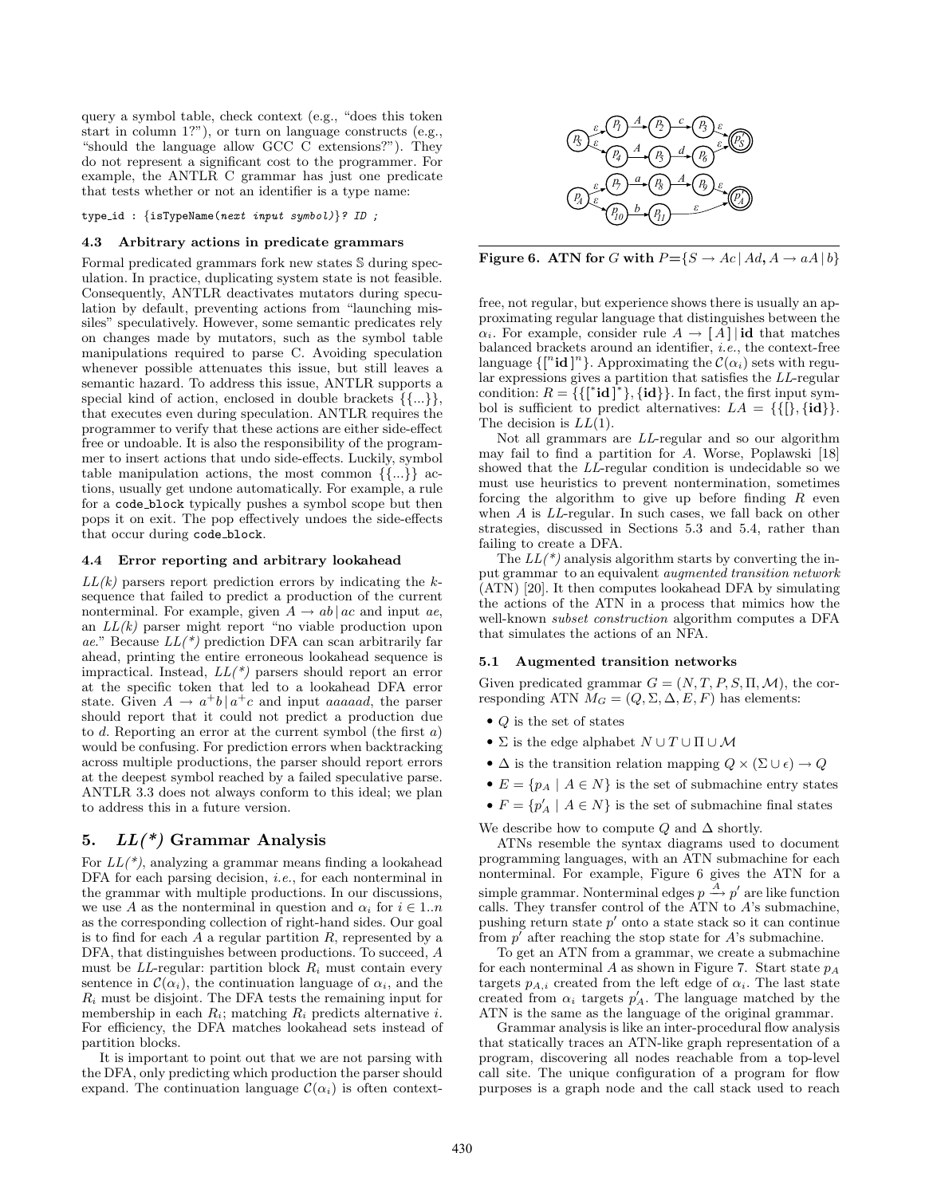query a symbol table, check context (e.g., "does this token start in column 1?"), or turn on language constructs (e.g., "should the language allow GCC C extensions?"). They do not represent a significant cost to the programmer. For example, the ANTLR C grammar has just one predicate that tests whether or not an identifier is a type name:

```
type_id : {isTypeName(next input symbol)}? ID ;
```

### 4.3 Arbitrary actions in predicate grammars

Formal predicated grammars fork new states $\mathbb{S}$ during speculation. In practice, duplicating system state is not feasible. Consequently, ANTLR deactivates mutators during speculation by default, preventing actions from "launching missiles" speculatively. However, some semantic predicates rely on changes made by mutators, such as the symbol table manipulations required to parse C. Avoiding speculation whenever possible attenuates this issue, but still leaves a semantic hazard. To address this issue, ANTLR supports a special kind of action, enclosed in double brackets {{...}}, that executes even during speculation. ANTLR requires the programmer to verify that these actions are either side-effect free or undoable. It is also the responsibility of the programmer to insert actions that undo side-effects. Luckily, symbol table manipulation actions, the most common {{...}} actions, usually get undone automatically. For example, a rule for a `code_block` typically pushes a symbol scope but then pops it on exit. The pop effectively undoes the side-effects that occur during `code_block`.

### 4.4 Error reporting and arbitrary lookahead

*LL(k)* parsers report prediction errors by indicating the $k$-sequence that failed to predict a production of the current nonterminal. For example, given $A \rightarrow ab \,|\, ac$ and input $ae$, an *LL(k)* parser might report "no viable production upon $ae$." Because *LL(\*)* prediction DFA can scan arbitrarily far ahead, printing the entire erroneous lookahead sequence is impractical. Instead, *LL(\*)* parsers should report an error at the specific token that led to a lookahead DFA error state. Given $A \rightarrow a^+b \,|\, a^+c$ and input $aaaaad$, the parser should report that it could not predict a production due to $d$. Reporting an error at the current symbol (the first $a$) would be confusing. For prediction errors when backtracking across multiple productions, the parser should report errors at the deepest symbol reached by a failed speculative parse. ANTLR 3.3 does not always conform to this ideal; we plan to address this in a future version.

## 5. *LL(\*)* Grammar Analysis

For *LL(\*)*, analyzing a grammar means finding a lookahead DFA for each parsing decision, *i.e.*, for each nonterminal in the grammar with multiple productions. In our discussions, we use $A$ as the nonterminal in question and $\alpha_i$ for $i \in 1..n$ as the corresponding collection of right-hand sides. Our goal is to find for each $A$ a regular partition $R$, represented by a DFA, that distinguishes between productions. To succeed, $A$ must be *LL*-regular: partition block $R_i$ must contain every sentence in $\mathcal{C}(\alpha_i)$, the continuation language of $\alpha_i$, and the $R_i$ must be disjoint. The DFA tests the remaining input for membership in each $R_i$; matching $R_i$ predicts alternative $i$. For efficiency, the DFA matches lookahead sets instead of partition blocks.

It is important to point out that we are not parsing with the DFA, only predicting which production the parser should expand. The continuation language $\mathcal{C}(\alpha_i)$ is often context-free, not regular, but experience shows there is usually an approximating regular language that distinguishes between the $\alpha_i$. For example, consider rule $A \rightarrow [\,A\,] \,|\, \textbf{id}$ that matches balanced brackets around an identifier, *i.e.*, the context-free language $\{[^n\textbf{id}\,]^n\}$. Approximating the $\mathcal{C}(\alpha_i)$ sets with regular expressions gives a partition that satisfies the *LL*-regular condition: $R = \{\{[^*\textbf{id}\,]^*\}, \{\textbf{id}\}\}$. In fact, the first input symbol is sufficient to predict alternatives: $LA = \{\{[\}, \{\textbf{id}\}\}$. The decision is *LL*(1).

Figure 6. ATN for $G$ with $P$={$S \rightarrow Ac \,|\, Ad$, $A \rightarrow aA \,|\, b$}

Not all grammars are *LL*-regular and so our algorithm may fail to find a partition for $A$. Worse, Poplawski [18] showed that the *LL*-regular condition is undecidable so we must use heuristics to prevent nontermination, sometimes forcing the algorithm to give up before finding $R$ even when $A$ is *LL*-regular. In such cases, we fall back on other strategies, discussed in Sections 5.3 and 5.4, rather than failing to create a DFA.

The *LL(\*)* analysis algorithm starts by converting the input grammar to an equivalent *augmented transition network* (ATN) [20]. It then computes lookahead DFA by simulating the actions of the ATN in a process that mimics how the well-known *subset construction* algorithm computes a DFA that simulates the actions of an NFA.

### 5.1 Augmented transition networks

Given predicated grammar $G = (N, T, P, S, \Pi, \mathcal{M})$, the corresponding ATN $M_G = (Q, \Sigma, \Delta, E, F)$ has elements:

- $Q$ is the set of states
- $\Sigma$ is the edge alphabet $N \cup T \cup \Pi \cup \mathcal{M}$
- $\Delta$ is the transition relation mapping $Q \times (\Sigma \cup \epsilon) \rightarrow Q$
- $E = \{p_A \mid A \in N\}$ is the set of submachine entry states
- $F = \{p'_A \mid A \in N\}$ is the set of submachine final states

We describe how to compute $Q$ and $\Delta$ shortly.

ATNs resemble the syntax diagrams used to document programming languages, with an ATN submachine for each nonterminal. For example, Figure 6 gives the ATN for a simple grammar. Nonterminal edges $p \xrightarrow{A} p'$ are like function calls. They transfer control of the ATN to $A$'s submachine, pushing return state $p'$ onto a state stack so it can continue from $p'$ after reaching the stop state for $A$'s submachine.

To get an ATN from a grammar, we create a submachine for each nonterminal $A$ as shown in Figure 7. Start state $p_A$ targets $p_{A,i}$ created from the left edge of $\alpha_i$. The last state created from $\alpha_i$ targets $p'_A$. The language matched by the ATN is the same as the language of the original grammar.

Grammar analysis is like an inter-procedural flow analysis that statically traces an ATN-like graph representation of a program, discovering all nodes reachable from a top-level call site. The unique configuration of a program for flow purposes is a graph node and the call stack used to reach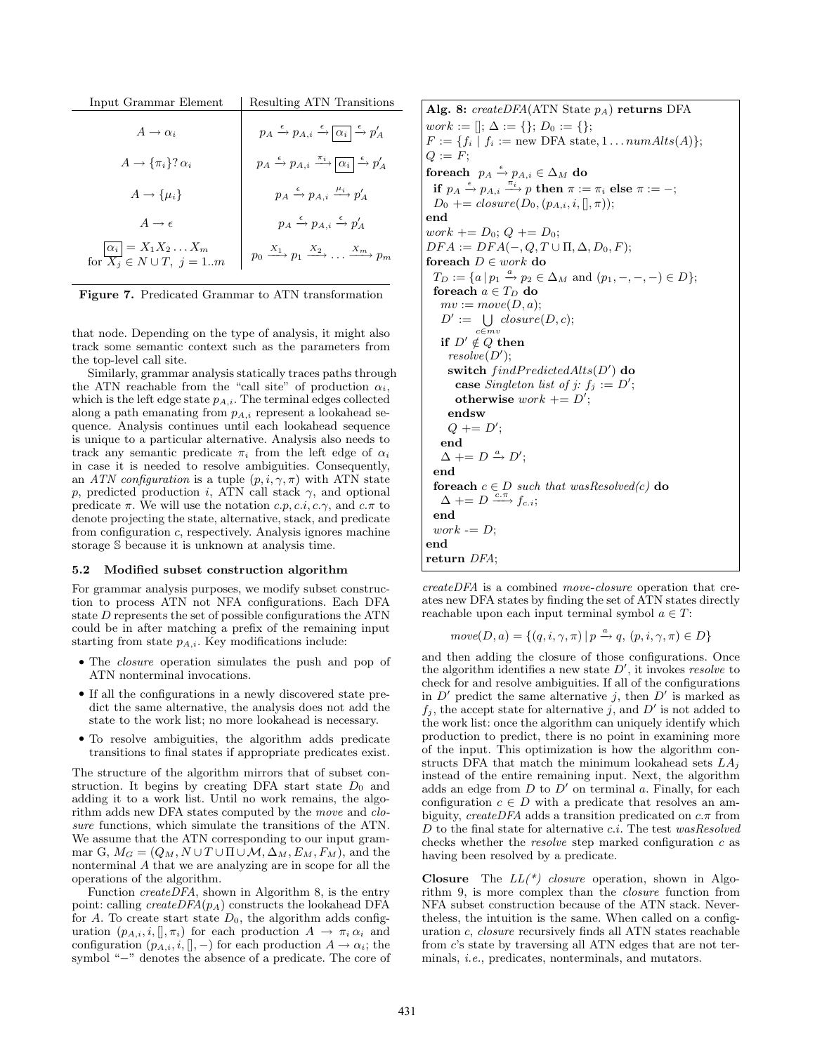| Input Grammar Element | Resulting ATN Transitions |
|---|---|
| $A \rightarrow \alpha_i$ | $p_A \xrightarrow{\epsilon} p_{A,i} \xrightarrow{\epsilon} \boxed{\alpha_i} \xrightarrow{\epsilon} p'_A$ |
| $A \rightarrow \{\pi_i\}?\, \alpha_i$ | $p_A \xrightarrow{\epsilon} p_{A,i} \xrightarrow{\pi_i} \boxed{\alpha_i} \xrightarrow{\epsilon} p'_A$ |
| $A \rightarrow \{\mu_i\}$ | $p_A \xrightarrow{\epsilon} p_{A,i} \xrightarrow{\mu_i} p'_A$ |
| $A \rightarrow \epsilon$ | $p_A \xrightarrow{\epsilon} p_{A,i} \xrightarrow{\epsilon} p'_A$ |
| $\boxed{\alpha_i} = X_1 X_2 \ldots X_m$ for $X_j \in N \cup T,\ j = 1..m$ | $p_0 \xrightarrow{X_1} p_1 \xrightarrow{X_2} \ldots \xrightarrow{X_m} p_m$ |

**Figure 7.** Predicated Grammar to ATN transformation

that node. Depending on the type of analysis, it might also track some semantic context such as the parameters from the top-level call site.

Similarly, grammar analysis statically traces paths through the ATN reachable from the "call site" of production $\alpha_i$, which is the left edge state $p_{A,i}$. The terminal edges collected along a path emanating from $p_{A,i}$ represent a lookahead sequence. Analysis continues until each lookahead sequence is unique to a particular alternative. Analysis also needs to track any semantic predicate $\pi_i$ from the left edge of $\alpha_i$ in case it is needed to resolve ambiguities. Consequently, an *ATN configuration* is a tuple $(p, i, \gamma, \pi)$ with ATN state $p$, predicted production $i$, ATN call stack $\gamma$, and optional predicate $\pi$. We will use the notation $c.p, c.i, c.\gamma$, and $c.\pi$ to denote projecting the state, alternative, stack, and predicate from configuration $c$, respectively. Analysis ignores machine storage $\mathbb{S}$ because it is unknown at analysis time.

### 5.2 Modified subset construction algorithm

For grammar analysis purposes, we modify subset construction to process ATN not NFA configurations. Each DFA state $D$ represents the set of possible configurations the ATN could be in after matching a prefix of the remaining input starting from state $p_{A,i}$. Key modifications include:

- The *closure* operation simulates the push and pop of ATN nonterminal invocations.
- If all the configurations in a newly discovered state predict the same alternative, the analysis does not add the state to the work list; no more lookahead is necessary.
- To resolve ambiguities, the algorithm adds predicate transitions to final states if appropriate predicates exist.

The structure of the algorithm mirrors that of subset construction. It begins by creating DFA start state $D_0$ and adding it to a work list. Until no work remains, the algorithm adds new DFA states computed by the *move* and *closure* functions, which simulate the transitions of the ATN. We assume that the ATN corresponding to our input grammar G, $M_G = (Q_M, N \cup T \cup \Pi \cup \mathcal{M}, \Delta_M, E_M, F_M)$, and the nonterminal $A$ that we are analyzing are in scope for all the operations of the algorithm.

Function *createDFA*, shown in Algorithm 8, is the entry point: calling *createDFA*$(p_A)$ constructs the lookahead DFA for $A$. To create start state $D_0$, the algorithm adds configuration $(p_{A,i}, i, [], \pi_i)$ for each production $A \rightarrow \pi_i\, \alpha_i$ and configuration $(p_{A,i}, i, [], -)$ for each production $A \rightarrow \alpha_i$; the symbol "$-$" denotes the absence of a predicate. The core of

**Alg. 8:** *createDFA*(ATN State $p_A$) **returns** DFA

```
work := []; Δ := {}; D_0 := {};
F := {f_i | f_i := new DFA state, 1...numAlts(A)};
Q := F;
foreach p_A -ε-> p_{A,i} ∈ Δ_M do
  if p_A -ε-> p_{A,i} -π_i-> p then π := π_i else π := −;
  D_0 += closure(D_0, (p_{A,i}, i, [], π));
end
work += D_0; Q += D_0;
DFA := DFA(−, Q, T ∪ Π, Δ, D_0, F);
foreach D ∈ work do
  T_D := {a | p_1 -a-> p_2 ∈ Δ_M and (p_1, −, −, −) ∈ D};
  foreach a ∈ T_D do
    mv := move(D, a);
    D' := ⋃_{c ∈ mv} closure(D, c);
    if D' ∉ Q then
      resolve(D');
      switch findPredictedAlts(D') do
        case Singleton list of j: f_j := D';
        otherwise work += D';
      endsw
      Q += D';
    end
    Δ += D -a-> D';
  end
  foreach c ∈ D such that wasResolved(c) do
    Δ += D -c.π-> f_{c.i};
  end
  work -= D;
end
return DFA;
```

*createDFA* is a combined *move-closure* operation that creates new DFA states by finding the set of ATN states directly reachable upon each input terminal symbol $a \in T$:

$$move(D, a) = \{(q, i, \gamma, \pi) \,|\, p \xrightarrow{a} q,\ (p, i, \gamma, \pi) \in D\}$$

and then adding the closure of those configurations. Once the algorithm identifies a new state $D'$, it invokes *resolve* to check for and resolve ambiguities. If all of the configurations in $D'$ predict the same alternative $j$, then $D'$ is marked as $f_j$, the accept state for alternative $j$, and $D'$ is not added to the work list: once the algorithm can uniquely identify which production to predict, there is no point in examining more of the input. This optimization is how the algorithm constructs DFA that match the minimum lookahead sets $LA_j$ instead of the entire remaining input. Next, the algorithm adds an edge from $D$ to $D'$ on terminal $a$. Finally, for each configuration $c \in D$ with a predicate that resolves an ambiguity, *createDFA* adds a transition predicated on $c.\pi$ from $D$ to the final state for alternative $c.i$. The test *wasResolved* checks whether the *resolve* step marked configuration $c$ as having been resolved by a predicate.

**Closure** The *LL(\*) closure* operation, shown in Algorithm 9, is more complex than the *closure* function from NFA subset construction because of the ATN stack. Nevertheless, the intuition is the same. When called on a configuration $c$, *closure* recursively finds all ATN states reachable from $c$'s state by traversing all ATN edges that are not terminals, *i.e.*, predicates, nonterminals, and mutators.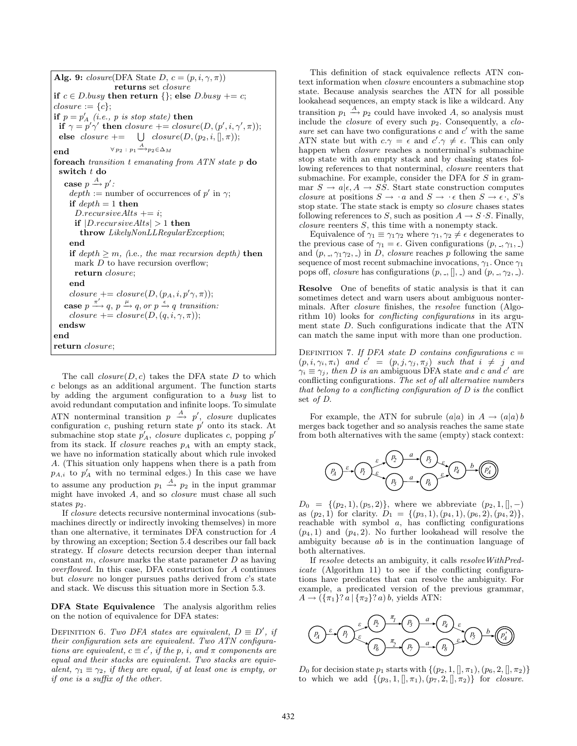**Alg. 9:** *closure*(DFA State $D$, $c = (p, i, \gamma, \pi)$) **returns** set *closure*

```
if c ∈ D.busy then return {}; else D.busy += c;
closure := {c};
if p = p'_A (i.e., p is stop state) then
  if γ = p'γ' then closure += closure(D, (p', i, γ', π));
  else closure += ⋃_{∀p2 : p1 -A-> p2 ∈ Δ_M} closure(D, (p2, i, [], π));
end
foreach transition t emanating from ATN state p do
  switch t do
    case p -A-> p':
      depth := number of occurrences of p' in γ;
      if depth = 1 then
        D.recursiveAlts += i;
        if |D.recursiveAlts| > 1 then
          throw LikelyNonLLRegularException;
      end
      if depth ≥ m, (i.e., the max recursion depth) then
        mark D to have recursion overflow;
        return closure;
      end
      closure += closure(D, (p_A, i, p'γ, π));
    case p -π'-> q, p -μ-> q, or p -ε-> q transition:
      closure += closure(D, (q, i, γ, π));
  endsw
end
return closure;
```

The call $closure(D, c)$ takes the DFA state $D$ to which $c$ belongs as an additional argument. The function starts by adding the argument configuration to a *busy* list to avoid redundant computation and infinite loops. To simulate ATN nonterminal transition $p \xrightarrow{A} p'$, *closure* duplicates configuration $c$, pushing return state $p'$ onto its stack. At submachine stop state $p'_A$, *closure* duplicates $c$, popping $p'$ from its stack. If *closure* reaches $p_A$ with an empty stack, we have no information statically about which rule invoked $A$. (This situation only happens when there is a path from $p_{A,i}$ to $p'_A$ with no terminal edges.) In this case we have to assume any production $p_1 \xrightarrow{A} p_2$ in the input grammar might have invoked $A$, and so *closure* must chase all such states $p_2$.

If *closure* detects recursive nonterminal invocations (submachines directly or indirectly invoking themselves) in more than one alternative, it terminates DFA construction for $A$ by throwing an exception; Section 5.4 describes our fall back strategy. If *closure* detects recursion deeper than internal constant $m$, *closure* marks the state parameter $D$ as having *overflowed*. In this case, DFA construction for $A$ continues but *closure* no longer pursues paths derived from $c$'s state and stack. We discuss this situation more in Section 5.3.

**DFA State Equivalence** The analysis algorithm relies on the notion of equivalence for DFA states:

DEFINITION 6. *Two DFA states are equivalent, $D \equiv D'$, if their configuration sets are equivalent. Two ATN configurations are equivalent, $c \equiv c'$, if the $p$, $i$, and $\pi$ components are equal and their stacks are equivalent. Two stacks are equivalent, $\gamma_1 \equiv \gamma_2$, if they are equal, if at least one is empty, or if one is a suffix of the other.*

This definition of stack equivalence reflects ATN context information when *closure* encounters a submachine stop state. Because analysis searches the ATN for all possible lookahead sequences, an empty stack is like a wildcard. Any transition $p_1 \xrightarrow{A} p_2$ could have invoked $A$, so analysis must include the *closure* of every such $p_2$. Consequently, a *closure* set can have two configurations $c$ and $c'$ with the same ATN state but with $c.\gamma = \epsilon$ and $c'.\gamma \neq \epsilon$. This can only happen when *closure* reaches a nonterminal's submachine stop state with an empty stack and by chasing states following references to that nonterminal, *closure* reenters that submachine. For example, consider the DFA for $S$ in grammar $S \to a|\epsilon, A \to SS$. Start state construction computes *closure* at positions $S \to \cdot a$ and $S \to \cdot\epsilon$ then $S \to \epsilon\cdot$, $S$'s stop state. The state stack is empty so *closure* chases states following references to $S$, such as position $A \to S \cdot S$. Finally, *closure* reenters $S$, this time with a nonempty stack.

Equivalence of $\gamma_1 \equiv \gamma_1\gamma_2$ where $\gamma_1, \gamma_2 \neq \epsilon$ degenerates to the previous case of $\gamma_1 = \epsilon$. Given configurations $(p, \_, \gamma_1, \_)$ and $(p, \_, \gamma_1\gamma_2, \_)$ in $D$, *closure* reaches $p$ following the same sequence of most recent submachine invocations, $\gamma_1$. Once $\gamma_1$ pops off, *closure* has configurations $(p, \_, [], \_)$ and $(p, \_, \gamma_2, \_)$.

**Resolve** One of benefits of static analysis is that it can sometimes detect and warn users about ambiguous nonterminals. After *closure* finishes, the *resolve* function (Algorithm 10) looks for *conflicting configurations* in its argument state $D$. Such configurations indicate that the ATN can match the same input with more than one production.

DEFINITION 7. *If DFA state $D$ contains configurations $c = (p, i, \gamma_i, \pi_i)$ and $c' = (p, j, \gamma_j, \pi_j)$ such that $i \neq j$ and $\gamma_i \equiv \gamma_j$, then $D$ is an* ambiguous DFA state *and $c$ and $c'$ are* conflicting configurations. *The set of all alternative numbers that belong to a conflicting configuration of $D$ is the* conflict set *of $D$.*

For example, the ATN for subrule $(a|a)$ in $A \to (a|a)\, b$ merges back together and so analysis reaches the same state from both alternatives with the same (empty) stack context:

$D_0 = \{(p_2, 1), (p_5, 2)\}$, where we abbreviate $(p_2, 1, [], -)$ as $(p_2, 1)$ for clarity. $D_1 = \{(p_3, 1), (p_4, 1), (p_6, 2), (p_4, 2)\}$, reachable with symbol $a$, has conflicting configurations $(p_4, 1)$ and $(p_4, 2)$. No further lookahead will resolve the ambiguity because $ab$ is in the continuation language of both alternatives.

If *resolve* detects an ambiguity, it calls *resolveWithPredicate* (Algorithm 11) to see if the conflicting configurations have predicates that can resolve the ambiguity. For example, a predicated version of the previous grammar, $A \to (\{\pi_1\}?\, a \mid \{\pi_2\}?\, a)\, b$, yields ATN:

$D_0$ for decision state $p_1$ starts with $\{(p_2, 1, [], \pi_1), (p_6, 2, [], \pi_2)\}$ to which we add $\{(p_3, 1, [], \pi_1), (p_7, 2, [], \pi_2)\}$ for *closure*.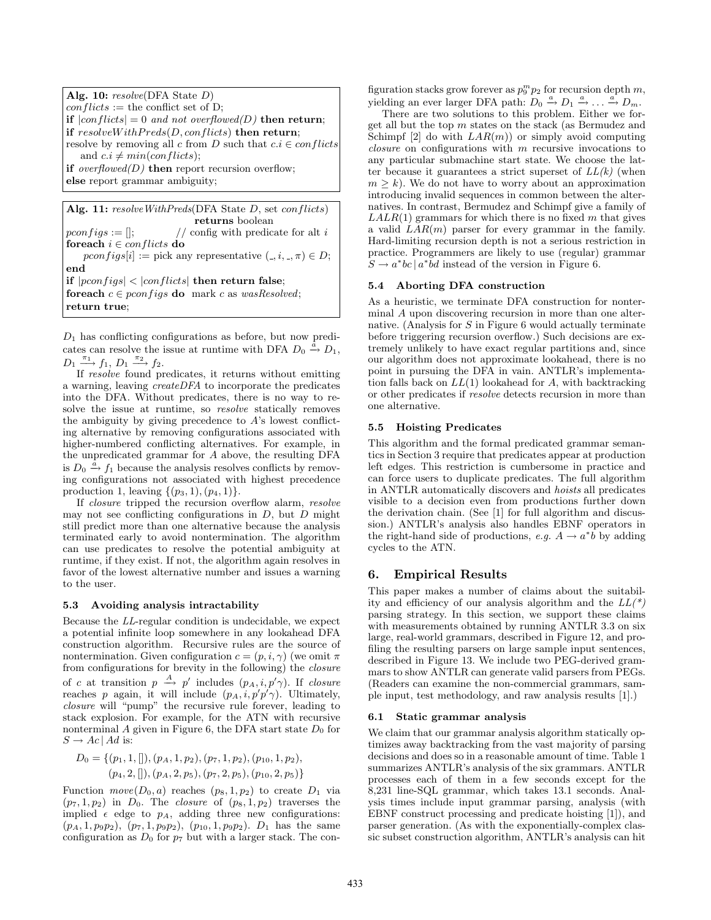**Alg. 10:** *resolve*(DFA State $D$)
*conflicts* := the conflict set of D;
**if** $|conflicts| = 0$ *and not overflowed(D)* **then return**;
**if** *resolveWithPreds*($D$, *conflicts*) **then return**;
resolve by removing all $c$ from $D$ such that $c.i \in conflicts$ and $c.i \neq min(conflicts)$;
**if** *overflowed(D)* **then** report recursion overflow;
**else** report grammar ambiguity;

**Alg. 11:** *resolveWithPreds*(DFA State $D$, set *conflicts*) **returns** boolean
*pconfigs* := []; // config with predicate for alt $i$
**foreach** $i \in conflicts$ **do**
  *pconfigs*[$i$] := pick any representative $(\_, i, \_, \pi) \in D$;
**end**
**if** $|pconfigs| < |conflicts|$ **then return false**;
**foreach** $c \in pconfigs$ **do** mark $c$ as *wasResolved*;
**return true**;

$D_1$ has conflicting configurations as before, but now predicates can resolve the issue at runtime with DFA $D_0 \xrightarrow{a} D_1$, $D_1 \xrightarrow{\pi_1} f_1$, $D_1 \xrightarrow{\pi_2} f_2$.

If *resolve* found predicates, it returns without emitting a warning, leaving *createDFA* to incorporate the predicates into the DFA. Without predicates, there is no way to resolve the issue at runtime, so *resolve* statically removes the ambiguity by giving precedence to $A$'s lowest conflicting alternative by removing configurations associated with higher-numbered conflicting alternatives. For example, in the unpredicated grammar for $A$ above, the resulting DFA is $D_0 \xrightarrow{a} f_1$ because the analysis resolves conflicts by removing configurations not associated with highest precedence production 1, leaving $\{(p_3, 1), (p_4, 1)\}$.

If *closure* tripped the recursion overflow alarm, *resolve* may not see conflicting configurations in $D$, but $D$ might still predict more than one alternative because the analysis terminated early to avoid nontermination. The algorithm can use predicates to resolve the potential ambiguity at runtime, if they exist. If not, the algorithm again resolves in favor of the lowest alternative number and issues a warning to the user.

### 5.3 Avoiding analysis intractability

Because the *LL*-regular condition is undecidable, we expect a potential infinite loop somewhere in any lookahead DFA construction algorithm. Recursive rules are the source of nontermination. Given configuration $c = (p, i, \gamma)$ (we omit $\pi$ from configurations for brevity in the following) the *closure* of $c$ at transition $p \xrightarrow{A} p'$ includes $(p_A, i, p'\gamma)$. If *closure* reaches $p$ again, it will include $(p_A, i, p'p'\gamma)$. Ultimately, *closure* will "pump" the recursive rule forever, leading to stack explosion. For example, for the ATN with recursive nonterminal $A$ given in Figure 6, the DFA start state $D_0$ for $S \rightarrow Ac \,|\, Ad$ is:

$$D_0 = \{(p_1, 1, []), (p_A, 1, p_2), (p_7, 1, p_2), (p_{10}, 1, p_2), (p_4, 2, []), (p_A, 2, p_5), (p_7, 2, p_5), (p_{10}, 2, p_5)\}$$

Function $move(D_0, a)$ reaches $(p_8, 1, p_2)$ to create $D_1$ via $(p_7, 1, p_2)$ in $D_0$. The *closure* of $(p_8, 1, p_2)$ traverses the implied $\epsilon$ edge to $p_A$, adding three new configurations: $(p_A, 1, p_9p_2)$, $(p_7, 1, p_9p_2)$, $(p_{10}, 1, p_9p_2)$. $D_1$ has the same configuration as $D_0$ for $p_7$ but with a larger stack. The configuration stacks grow forever as $p_9^m p_2$ for recursion depth $m$, yielding an ever larger DFA path: $D_0 \xrightarrow{a} D_1 \xrightarrow{a} \ldots \xrightarrow{a} D_m$.

There are two solutions to this problem. Either we forget all but the top $m$ states on the stack (as Bermudez and Schimpf [2] do with $LAR(m)$) or simply avoid computing *closure* on configurations with $m$ recursive invocations to any particular submachine start state. We choose the latter because it guarantees a strict superset of *LL(k)* (when $m \geq k$). We do not have to worry about an approximation introducing invalid sequences in common between the alternatives. In contrast, Bermudez and Schimpf give a family of $LALR(1)$ grammars for which there is no fixed $m$ that gives a valid $LAR(m)$ parser for every grammar in the family. Hard-limiting recursion depth is not a serious restriction in practice. Programmers are likely to use (regular) grammar $S \rightarrow a^*bc \,|\, a^*bd$ instead of the version in Figure 6.

### 5.4 Aborting DFA construction

As a heuristic, we terminate DFA construction for nonterminal $A$ upon discovering recursion in more than one alternative. (Analysis for $S$ in Figure 6 would actually terminate before triggering recursion overflow.) Such decisions are extremely unlikely to have exact regular partitions and, since our algorithm does not approximate lookahead, there is no point in pursuing the DFA in vain. ANTLR's implementation falls back on $LL(1)$ lookahead for $A$, with backtracking or other predicates if *resolve* detects recursion in more than one alternative.

### 5.5 Hoisting Predicates

This algorithm and the formal predicated grammar semantics in Section 3 require that predicates appear at production left edges. This restriction is cumbersome in practice and can force users to duplicate predicates. The full algorithm in ANTLR automatically discovers and *hoists* all predicates visible to a decision even from productions further down the derivation chain. (See [1] for full algorithm and discussion.) ANTLR's analysis also handles EBNF operators in the right-hand side of productions, *e.g.* $A \rightarrow a^*b$ by adding cycles to the ATN.

## 6. Empirical Results

This paper makes a number of claims about the suitability and efficiency of our analysis algorithm and the *LL(\*)* parsing strategy. In this section, we support these claims with measurements obtained by running ANTLR 3.3 on six large, real-world grammars, described in Figure 12, and profiling the resulting parsers on large sample input sentences, described in Figure 13. We include two PEG-derived grammars to show ANTLR can generate valid parsers from PEGs. (Readers can examine the non-commercial grammars, sample input, test methodology, and raw analysis results [1].)

### 6.1 Static grammar analysis

We claim that our grammar analysis algorithm statically optimizes away backtracking from the vast majority of parsing decisions and does so in a reasonable amount of time. Table 1 summarizes ANTLR's analysis of the six grammars. ANTLR processes each of them in a few seconds except for the 8,231 line-SQL grammar, which takes 13.1 seconds. Analysis times include input grammar parsing, analysis (with EBNF construct processing and predicate hoisting [1]), and parser generation. (As with the exponentially-complex classic subset construction algorithm, ANTLR's analysis can hit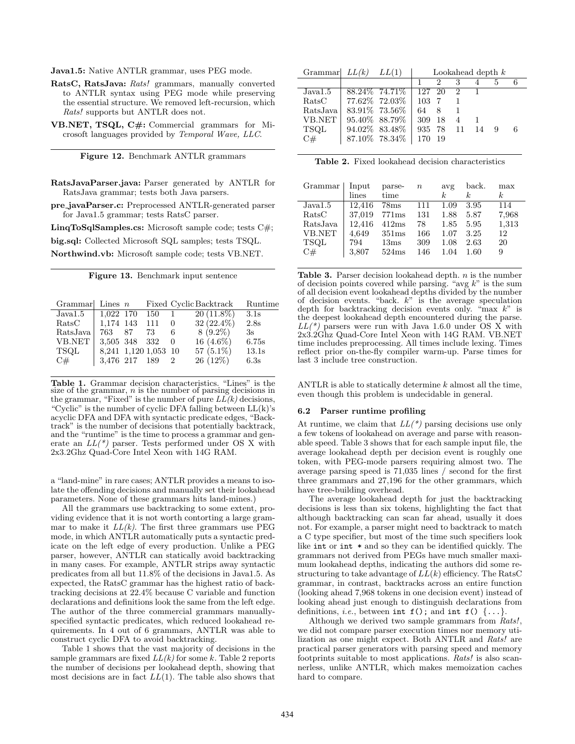**Java1.5:** Native ANTLR grammar, uses PEG mode.

**RatsC, RatsJava:** *Rats!* grammars, manually converted to ANTLR syntax using PEG mode while preserving the essential structure. We removed left-recursion, which *Rats!* supports but ANTLR does not.

**VB.NET, TSQL, C#:** Commercial grammars for Microsoft languages provided by *Temporal Wave, LLC*.

**Figure 12.** Benchmark ANTLR grammars

**RatsJavaParser.java:** Parser generated by ANTLR for RatsJava grammar; tests both Java parsers.

**pre_javaParser.c:** Preprocessed ANTLR-generated parser for Java1.5 grammar; tests RatsC parser.

**LinqToSqlSamples.cs:** Microsoft sample code; tests C#;

**big.sql:** Collected Microsoft SQL samples; tests TSQL.

**Northwind.vb:** Microsoft sample code; tests VB.NET.

**Figure 13.** Benchmark input sentence

| Grammar | Lines | $n$ | Fixed | Cyclic | Backtrack | Runtime |
|---|---|---|---|---|---|---|
| Java1.5 | 1,022 | 170 | 150 | 1 | 20 (11.8%) | 3.1s |
| RatsC | 1,174 | 143 | 111 | 0 | 32 (22.4%) | 2.8s |
| RatsJava | 763 | 87 | 73 | 6 | 8 (9.2%) | 3s |
| VB.NET | 3,505 | 348 | 332 | 0 | 16 (4.6%) | 6.75s |
| TSQL | 8,241 | 1,120 | 1,053 | 10 | 57 (5.1%) | 13.1s |
| C# | 3,476 | 217 | 189 | 2 | 26 (12%) | 6.3s |

**Table 1.** Grammar decision characteristics. "Lines" is the size of the grammar, $n$ is the number of parsing decisions in the grammar, "Fixed" is the number of pure *LL(k)* decisions, "Cyclic" is the number of cyclic DFA falling between LL(k)'s acyclic DFA and DFA with syntactic predicate edges, "Backtrack" is the number of decisions that potentially backtrack, and the "runtime" is the time to process a grammar and generate an *LL(\*)* parser. Tests performed under OS X with 2x3.2Ghz Quad-Core Intel Xeon with 14G RAM.

a "land-mine" in rare cases; ANTLR provides a means to isolate the offending decisions and manually set their lookahead parameters. None of these grammars hits land-mines.)

All the grammars use backtracking to some extent, providing evidence that it is not worth contorting a large grammar to make it *LL(k)*. The first three grammars use PEG mode, in which ANTLR automatically puts a syntactic predicate on the left edge of every production. Unlike a PEG parser, however, ANTLR can statically avoid backtracking in many cases. For example, ANTLR strips away syntactic predicates from all but 11.8% of the decisions in Java1.5. As expected, the RatsC grammar has the highest ratio of backtracking decisions at 22.4% because C variable and function declarations and definitions look the same from the left edge. The author of the three commercial grammars manually-specified syntactic predicates, which reduced lookahead requirements. In 4 out of 6 grammars, ANTLR was able to construct cyclic DFA to avoid backtracking.

Table 1 shows that the vast majority of decisions in the sample grammars are fixed *LL(k)* for some $k$. Table 2 reports the number of decisions per lookahead depth, showing that most decisions are in fact $LL(1)$. The table also shows that

| Grammar | $LL(k)$ | $LL(1)$ | Lookahead depth $k$ | | | | | |
|---|---|---|---|---|---|---|---|---|
| | | | 1 | 2 | 3 | 4 | 5 | 6 |
| Java1.5 | 88.24% | 74.71% | 127 | 20 | 2 | 1 | | |
| RatsC | 77.62% | 72.03% | 103 | 7 | 1 | | | |
| RatsJava | 83.91% | 73.56% | 64 | 8 | 1 | | | |
| VB.NET | 95.40% | 88.79% | 309 | 18 | 4 | 1 | | |
| TSQL | 94.02% | 83.48% | 935 | 78 | 11 | 14 | 9 | 6 |
| C# | 87.10% | 78.34% | 170 | 19 | | | | |

**Table 2.** Fixed lookahead decision characteristics

| Grammar | Input lines | parse-time | $n$ | avg $k$ | back. $k$ | max $k$ |
|---|---|---|---|---|---|---|
| Java1.5 | 12,416 | 78ms | 111 | 1.09 | 3.95 | 114 |
| RatsC | 37,019 | 771ms | 131 | 1.88 | 5.87 | 7,968 |
| RatsJava | 12,416 | 412ms | 78 | 1.85 | 5.95 | 1,313 |
| VB.NET | 4,649 | 351ms | 166 | 1.07 | 3.25 | 12 |
| TSQL | 794 | 13ms | 309 | 1.08 | 2.63 | 20 |
| C# | 3,807 | 524ms | 146 | 1.04 | 1.60 | 9 |

**Table 3.** Parser decision lookahead depth. $n$ is the number of decision points covered while parsing. "avg $k$" is the sum of all decision event lookahead depths divided by the number of decision events. "back. $k$" is the average speculation depth for backtracking decision events only. "max $k$" is the deepest lookahead depth encountered during the parse. *LL(\*)* parsers were run with Java 1.6.0 under OS X with 2x3.2Ghz Quad-Core Intel Xeon with 14G RAM. VB.NET time includes preprocessing. All times include lexing. Times reflect prior on-the-fly compiler warm-up. Parse times for last 3 include tree construction.

ANTLR is able to statically determine $k$ almost all the time, even though this problem is undecidable in general.

### 6.2 Parser runtime profiling

At runtime, we claim that *LL(\*)* parsing decisions use only a few tokens of lookahead on average and parse with reasonable speed. Table 3 shows that for each sample input file, the average lookahead depth per decision event is roughly one token, with PEG-mode parsers requiring almost two. The average parsing speed is 71,035 lines / second for the first three grammars and 27,196 for the other grammars, which have tree-building overhead.

The average lookahead depth for just the backtracking decisions is less than six tokens, highlighting the fact that although backtracking can scan far ahead, usually it does not. For example, a parser might need to backtrack to match a C type specifier, but most of the time such specifiers look like `int` or `int *` and so they can be identified quickly. The grammars not derived from PEGs have much smaller maximum lookahead depths, indicating the authors did some restructuring to take advantage of $LL(k)$ efficiency. The RatsC grammar, in contrast, backtracks across an entire function (looking ahead 7,968 tokens in one decision event) instead of looking ahead just enough to distinguish declarations from definitions, *i.e.*, between `int f();` and `int f() {...}`.

Although we derived two sample grammars from *Rats!*, we did not compare parser execution times nor memory utilization as one might expect. Both ANTLR and *Rats!* are practical parser generators with parsing speed and memory footprints suitable to most applications. *Rats!* is also scannerless, unlike ANTLR, which makes memoization caches hard to compare.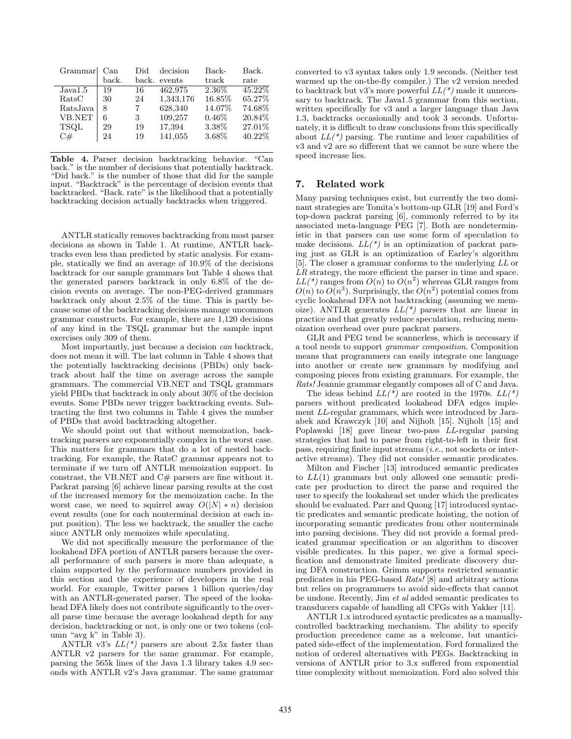| Grammar | Can back. | Did back. | decision events | Back-track | Back. rate |
|---|---|---|---|---|---|
| Java1.5 | 19 | 16 | 462,975 | 2.36% | 45.22% |
| RatsC | 30 | 24 | 1,343,176 | 16.85% | 65.27% |
| RatsJava | 8 | 7 | 628,340 | 14.07% | 74.68% |
| VB.NET | 6 | 3 | 109,257 | 0.46% | 20.84% |
| TSQL | 29 | 19 | 17,394 | 3.38% | 27.01% |
| C# | 24 | 19 | 141,055 | 3.68% | 40.22% |

**Table 4.** Parser decision backtracking behavior. "Can back." is the number of decisions that potentially backtrack. "Did back." is the number of those that did for the sample input. "Backtrack" is the percentage of decision events that backtracked. "Back. rate" is the likelihood that a potentially backtracking decision actually backtracks when triggered.

ANTLR statically removes backtracking from most parser decisions as shown in Table 1. At runtime, ANTLR backtracks even less than predicted by static analysis. For example, statically we find an average of 10.9% of the decisions backtrack for our sample grammars but Table 4 shows that the generated parsers backtrack in only 6.8% of the decision events on average. The non-PEG-derived grammars backtrack only about 2.5% of the time. This is partly because some of the backtracking decisions manage uncommon grammar constructs. For example, there are 1,120 decisions of any kind in the TSQL grammar but the sample input exercises only 309 of them.

Most importantly, just because a decision *can* backtrack, does not mean it will. The last column in Table 4 shows that the potentially backtracking decisions (PBDs) only backtrack about half the time on average across the sample grammars. The commercial VB.NET and TSQL grammars yield PBDs that backtrack in only about 30% of the decision events. Some PBDs never trigger backtracking events. Subtracting the first two columns in Table 4 gives the number of PBDs that avoid backtracking altogether.

We should point out that without memoization, backtracking parsers are exponentially complex in the worst case. This matters for grammars that do a lot of nested backtracking. For example, the RatsC grammar appears not to terminate if we turn off ANTLR memoization support. In constrast, the VB.NET and C# parsers are fine without it. Packrat parsing [6] achieve linear parsing results at the cost of the increased memory for the memoization cache. In the worst case, we need to squirrel away $O(|N| * n)$ decision event results (one for each nonterminal decision at each input position). The less we backtrack, the smaller the cache since ANTLR only memoizes while speculating.

We did not specifically measure the performance of the lookahead DFA portion of ANTLR parsers because the overall performance of such parsers is more than adequate, a claim supported by the performance numbers provided in this section and the experience of developers in the real world. For example, Twitter parses 1 billion queries/day with an ANTLR-generated parser. The speed of the lookahead DFA likely does not contribute significantly to the overall parse time because the average lookahead depth for any decision, backtracking or not, is only one or two tokens (column "avg k" in Table 3).

ANTLR v3's *LL(\*)* parsers are about 2.5x faster than ANTLR v2 parsers for the same grammar. For example, parsing the 565k lines of the Java 1.3 library takes 4.9 seconds with ANTLR v2's Java grammar. The same grammar converted to v3 syntax takes only 1.9 seconds. (Neither test warmed up the on-the-fly compiler.) The v2 version needed to backtrack but v3's more powerful *LL(\*)* made it unnecessary to backtrack. The Java1.5 grammar from this section, written specifically for v3 and a larger language than Java 1.3, backtracks occasionally and took 3 seconds. Unfortunately, it is difficult to draw conclusions from this specifically about *LL(\*)* parsing. The runtime and lexer capabilities of v3 and v2 are so different that we cannot be sure where the speed increase lies.

## 7. Related work

Many parsing techniques exist, but currently the two dominant strategies are Tomita's bottom-up GLR [19] and Ford's top-down packrat parsing [6], commonly referred to by its associated meta-language PEG [7]. Both are nondeterministic in that parsers can use some form of speculation to make decisions. *LL(\*)* is an optimization of packrat parsing just as GLR is an optimization of Earley's algorithm [5]. The closer a grammar conforms to the underlying *LL* or *LR* strategy, the more efficient the parser in time and space. *LL(\*)* ranges from $O(n)$ to $O(n^2)$ whereas GLR ranges from $O(n)$ to $O(n^3)$. Surprisingly, the $O(n^2)$ potential comes from cyclic lookahead DFA not backtracking (assuming we memoize). ANTLR generates *LL(\*)* parsers that are linear in practice and that greatly reduce speculation, reducing memoization overhead over pure packrat parsers.

GLR and PEG tend be scannerless, which is necessary if a tool needs to support *grammar composition*. Composition means that programmers can easily integrate one language into another or create new grammars by modifying and composing pieces from existing grammars. For example, the *Rats!* Jeannie grammar elegantly composes all of C and Java.

The ideas behind *LL(\*)* are rooted in the 1970s. *LL(\*)* parsers without predicated lookahead DFA edges implement *LL*-regular grammars, which were introduced by Jarzabek and Krawczyk [10] and Nijholt [15]. Nijholt [15] and Poplawski [18] gave linear two-pass *LL*-regular parsing strategies that had to parse from right-to-left in their first pass, requiring finite input streams (*i.e.*, not sockets or interactive streams). They did not consider semantic predicates.

Milton and Fischer [13] introduced semantic predicates to *LL*(1) grammars but only allowed one semantic predicate per production to direct the parse and required the user to specify the lookahead set under which the predicates should be evaluated. Parr and Quong [17] introduced syntactic predicates and semantic predicate hoisting, the notion of incorporating semantic predicates from other nonterminals into parsing decisions. They did not provide a formal predicated grammar specification or an algorithm to discover visible predicates. In this paper, we give a formal specification and demonstrate limited predicate discovery during DFA construction. Grimm supports restricted semantic predicates in his PEG-based *Rats!* [8] and arbitrary actions but relies on programmers to avoid side-effects that cannot be undone. Recently, Jim *et al* added semantic predicates to transducers capable of handling all CFGs with Yakker [11].

ANTLR 1.x introduced syntactic predicates as a manually-controlled backtracking mechanism. The ability to specify production precedence came as a welcome, but unanticipated side-effect of the implementation. Ford formalized the notion of ordered alternatives with PEGs. Backtracking in versions of ANTLR prior to 3.x suffered from exponential time complexity without memoization. Ford also solved this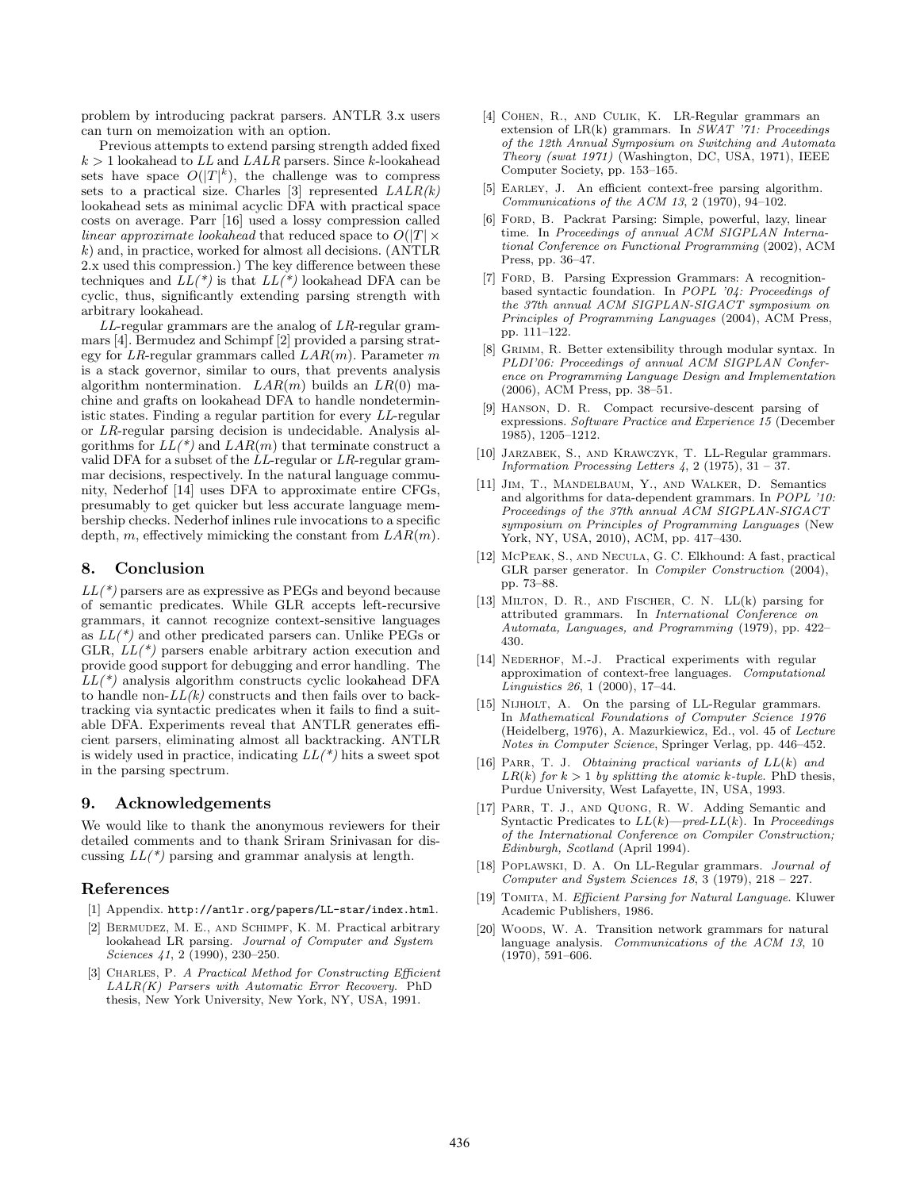problem by introducing packrat parsers. ANTLR 3.x users can turn on memoization with an option.

Previous attempts to extend parsing strength added fixed $k > 1$ lookahead to *LL* and *LALR* parsers. Since $k$-lookahead sets have space $O(|T|^k)$, the challenge was to compress sets to a practical size. Charles [3] represented *LALR(k)* lookahead sets as minimal acyclic DFA with practical space costs on average. Parr [16] used a lossy compression called *linear approximate lookahead* that reduced space to $O(|T| \times k)$ and, in practice, worked for almost all decisions. (ANTLR 2.x used this compression.) The key difference between these techniques and *LL(\*)* is that *LL(\*)* lookahead DFA can be cyclic, thus, significantly extending parsing strength with arbitrary lookahead.

*LL*-regular grammars are the analog of *LR*-regular grammars [4]. Bermudez and Schimpf [2] provided a parsing strategy for *LR*-regular grammars called $LAR(m)$. Parameter $m$ is a stack governor, similar to ours, that prevents analysis algorithm nontermination. $LAR(m)$ builds an $LR(0)$ machine and grafts on lookahead DFA to handle nondeterministic states. Finding a regular partition for every *LL*-regular or *LR*-regular parsing decision is undecidable. Analysis algorithms for *LL(\*)* and $LAR(m)$ that terminate construct a valid DFA for a subset of the *LL*-regular or *LR*-regular grammar decisions, respectively. In the natural language community, Nederhof [14] uses DFA to approximate entire CFGs, presumably to get quicker but less accurate language membership checks. Nederhof inlines rule invocations to a specific depth, $m$, effectively mimicking the constant from $LAR(m)$.

## 8. Conclusion

*LL(\*)* parsers are as expressive as PEGs and beyond because of semantic predicates. While GLR accepts left-recursive grammars, it cannot recognize context-sensitive languages as *LL(\*)* and other predicated parsers can. Unlike PEGs or GLR, *LL(\*)* parsers enable arbitrary action execution and provide good support for debugging and error handling. The *LL(\*)* analysis algorithm constructs cyclic lookahead DFA to handle non-*LL(k)* constructs and then fails over to backtracking via syntactic predicates when it fails to find a suitable DFA. Experiments reveal that ANTLR generates efficient parsers, eliminating almost all backtracking. ANTLR is widely used in practice, indicating *LL(\*)* hits a sweet spot in the parsing spectrum.

## 9. Acknowledgements

We would like to thank the anonymous reviewers for their detailed comments and to thank Sriram Srinivasan for discussing *LL(\*)* parsing and grammar analysis at length.

## References

[1] Appendix. `http://antlr.org/papers/LL-star/index.html`.

[2] Bermudez, M. E., and Schimpf, K. M. Practical arbitrary lookahead LR parsing. *Journal of Computer and System Sciences 41*, 2 (1990), 230–250.

[3] Charles, P. *A Practical Method for Constructing Efficient LALR(K) Parsers with Automatic Error Recovery*. PhD thesis, New York University, New York, NY, USA, 1991.

[4] Cohen, R., and Culik, K. LR-Regular grammars an extension of LR(k) grammars. In *SWAT '71: Proceedings of the 12th Annual Symposium on Switching and Automata Theory (swat 1971)* (Washington, DC, USA, 1971), IEEE Computer Society, pp. 153–165.

[5] Earley, J. An efficient context-free parsing algorithm. *Communications of the ACM 13*, 2 (1970), 94–102.

[6] Ford, B. Packrat Parsing: Simple, powerful, lazy, linear time. In *Proceedings of annual ACM SIGPLAN International Conference on Functional Programming* (2002), ACM Press, pp. 36–47.

[7] Ford, B. Parsing Expression Grammars: A recognition-based syntactic foundation. In *POPL '04: Proceedings of the 37th annual ACM SIGPLAN-SIGACT symposium on Principles of Programming Languages* (2004), ACM Press, pp. 111–122.

[8] Grimm, R. Better extensibility through modular syntax. In *PLDI'06: Proceedings of annual ACM SIGPLAN Conference on Programming Language Design and Implementation* (2006), ACM Press, pp. 38–51.

[9] Hanson, D. R. Compact recursive-descent parsing of expressions. *Software Practice and Experience 15* (December 1985), 1205–1212.

[10] Jarzabek, S., and Krawczyk, T. LL-Regular grammars. *Information Processing Letters 4*, 2 (1975), 31 – 37.

[11] Jim, T., Mandelbaum, Y., and Walker, D. Semantics and algorithms for data-dependent grammars. In *POPL '10: Proceedings of the 37th annual ACM SIGPLAN-SIGACT symposium on Principles of Programming Languages* (New York, NY, USA, 2010), ACM, pp. 417–430.

[12] McPeak, S., and Necula, G. C. Elkhound: A fast, practical GLR parser generator. In *Compiler Construction* (2004), pp. 73–88.

[13] Milton, D. R., and Fischer, C. N. LL(k) parsing for attributed grammars. In *International Conference on Automata, Languages, and Programming* (1979), pp. 422–430.

[14] Nederhof, M.-J. Practical experiments with regular approximation of context-free languages. *Computational Linguistics 26*, 1 (2000), 17–44.

[15] Nijholt, A. On the parsing of LL-Regular grammars. In *Mathematical Foundations of Computer Science 1976* (Heidelberg, 1976), A. Mazurkiewicz, Ed., vol. 45 of *Lecture Notes in Computer Science*, Springer Verlag, pp. 446–452.

[16] Parr, T. J. *Obtaining practical variants of LL(k) and LR(k) for k > 1 by splitting the atomic k-tuple*. PhD thesis, Purdue University, West Lafayette, IN, USA, 1993.

[17] Parr, T. J., and Quong, R. W. Adding Semantic and Syntactic Predicates to *LL(k)*—*pred-LL(k)*. In *Proceedings of the International Conference on Compiler Construction; Edinburgh, Scotland* (April 1994).

[18] Poplawski, D. A. On LL-Regular grammars. *Journal of Computer and System Sciences 18*, 3 (1979), 218 – 227.

[19] Tomita, M. *Efficient Parsing for Natural Language*. Kluwer Academic Publishers, 1986.

[20] Woods, W. A. Transition network grammars for natural language analysis. *Communications of the ACM 13*, 10 (1970), 591–606.